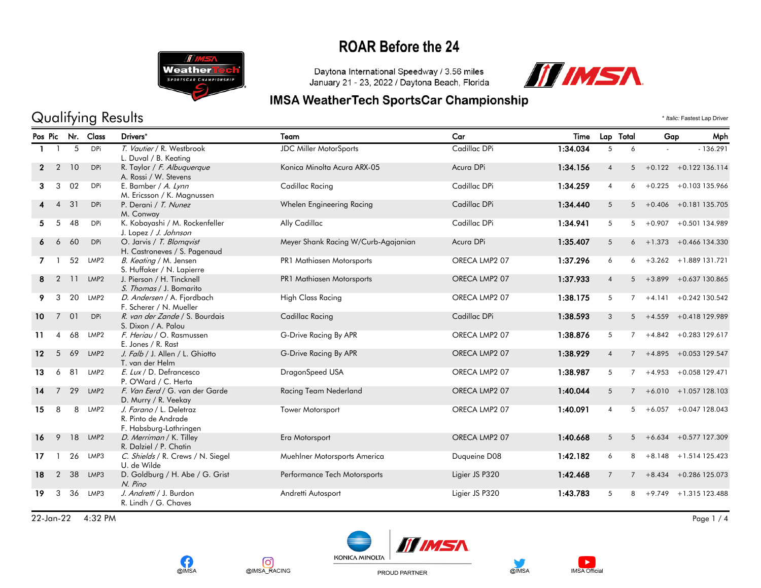# ROAR Before the 24

Daytona International Speedway / 3.56 miles
January 21 - 23, 2022 / Daytona Beach, Florida

## IMSA WeatherTech SportsCar Championship

## Qualifying Results

\* *Italic:* Fastest Lap Driver

| Pos | Pic | Nr. | Class | Drivers* | Team | Car | Time | Lap | Total | Gap | | Mph |
|---|---|---|---|---|---|---|---|---|---|---|---|---|
| 1 | 1 | 5 | DPi | *T. Vautier* / R. Westbrook<br>L. Duval / B. Keating | JDC Miller MotorSports | Cadillac DPi | **1:34.034** | 5 | 6 | - | - | 136.291 |
| 2 | 2 | 10 | DPi | R. Taylor / *F. Albuquerque*<br>A. Rossi / W. Stevens | Konica Minolta Acura ARX-05 | Acura DPi | **1:34.156** | 4 | 5 | +0.122 | +0.122 | 136.114 |
| 3 | 3 | 02 | DPi | E. Bamber / *A. Lynn*<br>M. Ericsson / K. Magnussen | Cadillac Racing | Cadillac DPi | **1:34.259** | 4 | 6 | +0.225 | +0.103 | 135.966 |
| 4 | 4 | 31 | DPi | P. Derani / *T. Nunez*<br>M. Conway | Whelen Engineering Racing | Cadillac DPi | **1:34.440** | 5 | 5 | +0.406 | +0.181 | 135.705 |
| 5 | 5 | 48 | DPi | K. Kobayashi / M. Rockenfeller<br>J. Lopez / *J. Johnson* | Ally Cadillac | Cadillac DPi | **1:34.941** | 5 | 5 | +0.907 | +0.501 | 134.989 |
| 6 | 6 | 60 | DPi | O. Jarvis / *T. Blomqvist*<br>H. Castroneves / S. Pagenaud | Meyer Shank Racing W/Curb-Agajanian | Acura DPi | **1:35.407** | 5 | 6 | +1.373 | +0.466 | 134.330 |
| 7 | 1 | 52 | LMP2 | *B. Keating* / M. Jensen<br>S. Huffaker / N. Lapierre | PR1 Mathiasen Motorsports | ORECA LMP2 07 | **1:37.296** | 6 | 6 | +3.262 | +1.889 | 131.721 |
| 8 | 2 | 11 | LMP2 | J. Pierson / H. Tincknell<br>*S. Thomas* / J. Bomarito | PR1 Mathiasen Motorsports | ORECA LMP2 07 | **1:37.933** | 4 | 5 | +3.899 | +0.637 | 130.865 |
| 9 | 3 | 20 | LMP2 | *D. Andersen* / A. Fjordbach<br>F. Scherer / N. Mueller | High Class Racing | ORECA LMP2 07 | **1:38.175** | 5 | 7 | +4.141 | +0.242 | 130.542 |
| 10 | 7 | 01 | DPi | *R. van der Zande* / S. Bourdais<br>S. Dixon / A. Palou | Cadillac Racing | Cadillac DPi | **1:38.593** | 3 | 5 | +4.559 | +0.418 | 129.989 |
| 11 | 4 | 68 | LMP2 | *F. Heriau* / O. Rasmussen<br>E. Jones / R. Rast | G-Drive Racing By APR | ORECA LMP2 07 | **1:38.876** | 5 | 7 | +4.842 | +0.283 | 129.617 |
| 12 | 5 | 69 | LMP2 | *J. Falb* / J. Allen / L. Ghiotto<br>T. van der Helm | G-Drive Racing By APR | ORECA LMP2 07 | **1:38.929** | 4 | 7 | +4.895 | +0.053 | 129.547 |
| 13 | 6 | 81 | LMP2 | *E. Lux* / D. Defrancesco<br>P. O'Ward / C. Herta | DragonSpeed USA | ORECA LMP2 07 | **1:38.987** | 5 | 7 | +4.953 | +0.058 | 129.471 |
| 14 | 7 | 29 | LMP2 | *F. Van Eerd* / G. van der Garde<br>D. Murry / R. Veekay | Racing Team Nederland | ORECA LMP2 07 | **1:40.044** | 5 | 7 | +6.010 | +1.057 | 128.103 |
| 15 | 8 | 8 | LMP2 | *J. Farano* / L. Deletraz<br>R. Pinto de Andrade<br>F. Habsburg-Lothringen | Tower Motorsport | ORECA LMP2 07 | **1:40.091** | 4 | 5 | +6.057 | +0.047 | 128.043 |
| 16 | 9 | 18 | LMP2 | *D. Merriman* / K. Tilley<br>R. Dalziel / P. Chatin | Era Motorsport | ORECA LMP2 07 | **1:40.668** | 5 | 5 | +6.634 | +0.577 | 127.309 |
| 17 | 1 | 26 | LMP3 | *C. Shields* / R. Crews / N. Siegel<br>U. de Wilde | Muehlner Motorsports America | Duqueine D08 | **1:42.182** | 6 | 8 | +8.148 | +1.514 | 125.423 |
| 18 | 2 | 38 | LMP3 | D. Goldburg / H. Abe / G. Grist<br>*N. Pino* | Performance Tech Motorsports | Ligier JS P320 | **1:42.468** | 7 | 7 | +8.434 | +0.286 | 125.073 |
| 19 | 3 | 36 | LMP3 | *J. Andretti* / J. Burdon<br>R. Lindh / G. Chaves | Andretti Autosport | Ligier JS P320 | **1:43.783** | 5 | 8 | +9.749 | +1.315 | 123.488 |

22-Jan-22 4:32 PM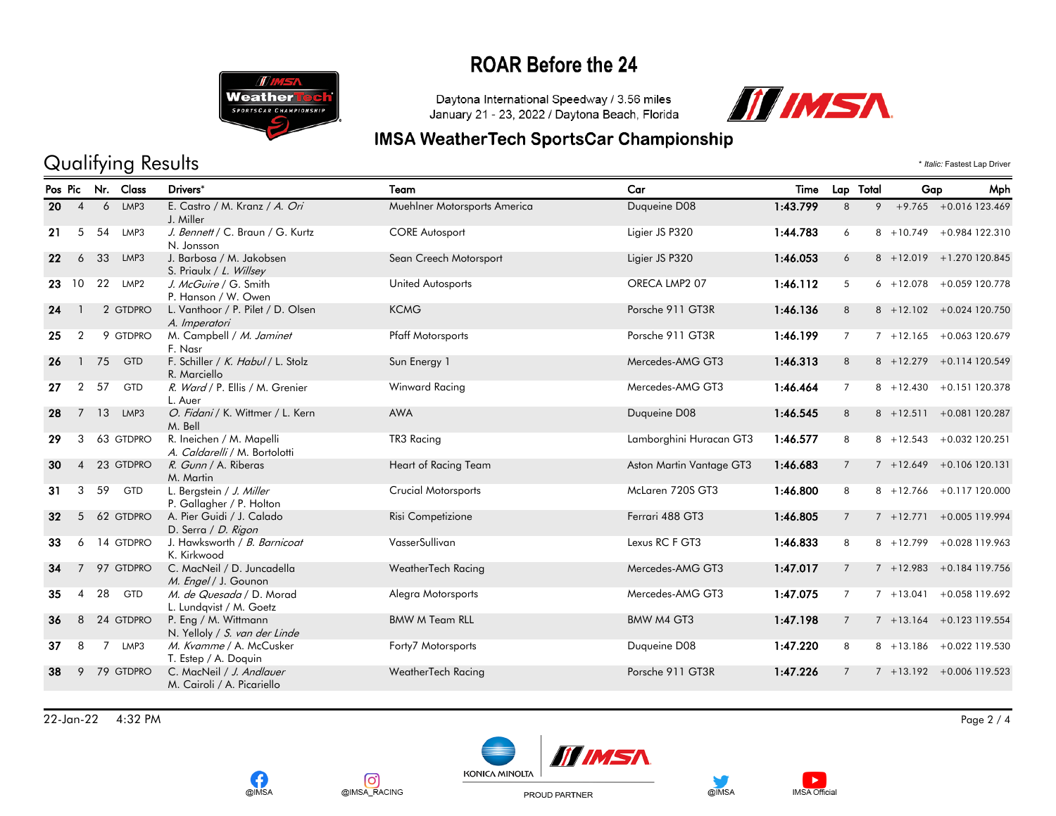# ROAR Before the 24

Daytona International Speedway / 3.56 miles
January 21 - 23, 2022 / Daytona Beach, Florida

## IMSA WeatherTech SportsCar Championship

## Qualifying Results

\* *Italic:* Fastest Lap Driver

| Pos | Pic | Nr. | Class | Drivers* | Team | Car | Time | Lap | Total | Gap | | Mph |
|---|---|---|---|---|---|---|---|---|---|---|---|---|
| 20 | 4 | 6 | LMP3 | E. Castro / M. Kranz / *A. Ori* J. Miller | Muehlner Motorsports America | Duqueine D08 | 1:43.799 | 8 | 9 | +9.765 | +0.016 | 123.469 |
| 21 | 5 | 54 | LMP3 | *J. Bennett* / C. Braun / G. Kurtz N. Jonsson | CORE Autosport | Ligier JS P320 | 1:44.783 | 6 | 8 | +10.749 | +0.984 | 122.310 |
| 22 | 6 | 33 | LMP3 | J. Barbosa / M. Jakobsen S. Priaulx / *L. Willsey* | Sean Creech Motorsport | Ligier JS P320 | 1:46.053 | 6 | 8 | +12.019 | +1.270 | 120.845 |
| 23 | 10 | 22 | LMP2 | *J. McGuire* / G. Smith P. Hanson / W. Owen | United Autosports | ORECA LMP2 07 | 1:46.112 | 5 | 6 | +12.078 | +0.059 | 120.778 |
| 24 | 1 | 2 | GTDPRO | L. Vanthoor / P. Pilet / D. Olsen *A. Imperatori* | KCMG | Porsche 911 GT3R | 1:46.136 | 8 | 8 | +12.102 | +0.024 | 120.750 |
| 25 | 2 | 9 | GTDPRO | M. Campbell / *M. Jaminet* F. Nasr | Pfaff Motorsports | Porsche 911 GT3R | 1:46.199 | 7 | 7 | +12.165 | +0.063 | 120.679 |
| 26 | 1 | 75 | GTD | F. Schiller / *K. Habul* / L. Stolz R. Marciello | Sun Energy 1 | Mercedes-AMG GT3 | 1:46.313 | 8 | 8 | +12.279 | +0.114 | 120.549 |
| 27 | 2 | 57 | GTD | *R. Ward* / P. Ellis / M. Grenier L. Auer | Winward Racing | Mercedes-AMG GT3 | 1:46.464 | 7 | 8 | +12.430 | +0.151 | 120.378 |
| 28 | 7 | 13 | LMP3 | *O. Fidani* / K. Wittmer / L. Kern M. Bell | AWA | Duqueine D08 | 1:46.545 | 8 | 8 | +12.511 | +0.081 | 120.287 |
| 29 | 3 | 63 | GTDPRO | R. Ineichen / M. Mapelli *A. Caldarelli* / M. Bortolotti | TR3 Racing | Lamborghini Huracan GT3 | 1:46.577 | 8 | 8 | +12.543 | +0.032 | 120.251 |
| 30 | 4 | 23 | GTDPRO | *R. Gunn* / A. Riberas M. Martin | Heart of Racing Team | Aston Martin Vantage GT3 | 1:46.683 | 7 | 7 | +12.649 | +0.106 | 120.131 |
| 31 | 3 | 59 | GTD | L. Bergstein / *J. Miller* P. Gallagher / P. Holton | Crucial Motorsports | McLaren 720S GT3 | 1:46.800 | 8 | 8 | +12.766 | +0.117 | 120.000 |
| 32 | 5 | 62 | GTDPRO | A. Pier Guidi / J. Calado D. Serra / *D. Rigon* | Risi Competizione | Ferrari 488 GT3 | 1:46.805 | 7 | 7 | +12.771 | +0.005 | 119.994 |
| 33 | 6 | 14 | GTDPRO | J. Hawksworth / *B. Barnicoat* K. Kirkwood | VasserSullivan | Lexus RC F GT3 | 1:46.833 | 8 | 8 | +12.799 | +0.028 | 119.963 |
| 34 | 7 | 97 | GTDPRO | C. MacNeil / D. Juncadella *M. Engel* / J. Gounon | WeatherTech Racing | Mercedes-AMG GT3 | 1:47.017 | 7 | 7 | +12.983 | +0.184 | 119.756 |
| 35 | 4 | 28 | GTD | *M. de Quesada* / D. Morad L. Lundqvist / M. Goetz | Alegra Motorsports | Mercedes-AMG GT3 | 1:47.075 | 7 | 7 | +13.041 | +0.058 | 119.692 |
| 36 | 8 | 24 | GTDPRO | P. Eng / M. Wittmann N. Yelloly / *S. van der Linde* | BMW M Team RLL | BMW M4 GT3 | 1:47.198 | 7 | 7 | +13.164 | +0.123 | 119.554 |
| 37 | 8 | 7 | LMP3 | *M. Kvamme* / A. McCusker T. Estep / A. Doquin | Forty7 Motorsports | Duqueine D08 | 1:47.220 | 8 | 8 | +13.186 | +0.022 | 119.530 |
| 38 | 9 | 79 | GTDPRO | C. MacNeil / *J. Andlauer* M. Cairoli / A. Picariello | WeatherTech Racing | Porsche 911 GT3R | 1:47.226 | 7 | 7 | +13.192 | +0.006 | 119.523 |

22-Jan-22 4:32 PM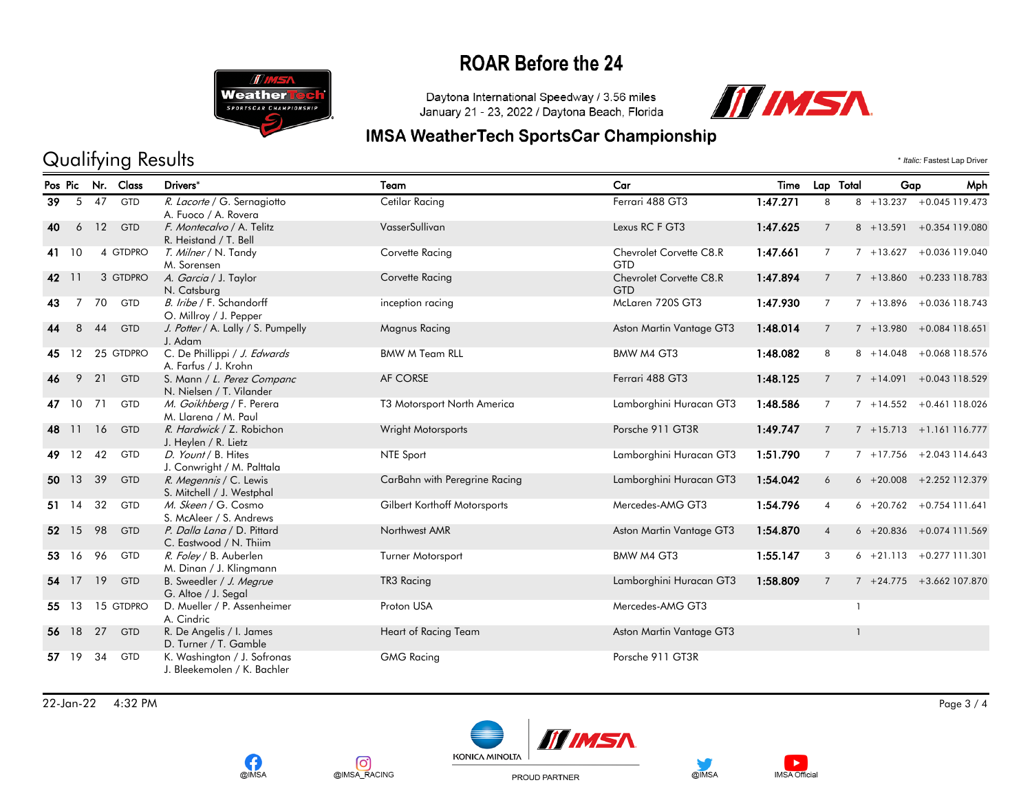# ROAR Before the 24

Daytona International Speedway / 3.56 miles
January 21 - 23, 2022 / Daytona Beach, Florida

## IMSA WeatherTech SportsCar Championship

## Qualifying Results

\* *Italic:* Fastest Lap Driver

| Pos | Pic | Nr. | Class | Drivers* | Team | Car | Time | Lap | Total | Gap | | Mph |
|---|---|---|---|---|---|---|---|---|---|---|---|---|
| 39 | 5 | 47 | GTD | *R. Lacorte* / G. Sernagiotto<br>A. Fuoco / A. Rovera | Cetilar Racing | Ferrari 488 GT3 | 1:47.271 | 8 | 8 | +13.237 | +0.045 | 119.473 |
| 40 | 6 | 12 | GTD | *F. Montecalvo* / A. Telitz<br>R. Heistand / T. Bell | VasserSullivan | Lexus RC F GT3 | 1:47.625 | 7 | 8 | +13.591 | +0.354 | 119.080 |
| 41 | 10 | 4 | GTDPRO | *T. Milner* / N. Tandy<br>M. Sorensen | Corvette Racing | Chevrolet Corvette C8.R GTD | 1:47.661 | 7 | 7 | +13.627 | +0.036 | 119.040 |
| 42 | 11 | 3 | GTDPRO | *A. Garcia* / J. Taylor<br>N. Catsburg | Corvette Racing | Chevrolet Corvette C8.R GTD | 1:47.894 | 7 | 7 | +13.860 | +0.233 | 118.783 |
| 43 | 7 | 70 | GTD | *B. Iribe* / F. Schandorff<br>O. Millroy / J. Pepper | inception racing | McLaren 720S GT3 | 1:47.930 | 7 | 7 | +13.896 | +0.036 | 118.743 |
| 44 | 8 | 44 | GTD | *J. Potter* / A. Lally / S. Pumpelly<br>J. Adam | Magnus Racing | Aston Martin Vantage GT3 | 1:48.014 | 7 | 7 | +13.980 | +0.084 | 118.651 |
| 45 | 12 | 25 | GTDPRO | C. De Phillippi / *J. Edwards*<br>A. Farfus / J. Krohn | BMW M Team RLL | BMW M4 GT3 | 1:48.082 | 8 | 8 | +14.048 | +0.068 | 118.576 |
| 46 | 9 | 21 | GTD | S. Mann / *L. Perez Companc*<br>N. Nielsen / T. Vilander | AF CORSE | Ferrari 488 GT3 | 1:48.125 | 7 | 7 | +14.091 | +0.043 | 118.529 |
| 47 | 10 | 71 | GTD | *M. Goikhberg* / F. Perera<br>M. Llarena / M. Paul | T3 Motorsport North America | Lamborghini Huracan GT3 | 1:48.586 | 7 | 7 | +14.552 | +0.461 | 118.026 |
| 48 | 11 | 16 | GTD | *R. Hardwick* / Z. Robichon<br>J. Heylen / R. Lietz | Wright Motorsports | Porsche 911 GT3R | 1:49.747 | 7 | 7 | +15.713 | +1.161 | 116.777 |
| 49 | 12 | 42 | GTD | *D. Yount* / B. Hites<br>J. Conwright / M. Palttala | NTE Sport | Lamborghini Huracan GT3 | 1:51.790 | 7 | 7 | +17.756 | +2.043 | 114.643 |
| 50 | 13 | 39 | GTD | *R. Megennis* / C. Lewis<br>S. Mitchell / J. Westphal | CarBahn with Peregrine Racing | Lamborghini Huracan GT3 | 1:54.042 | 6 | 6 | +20.008 | +2.252 | 112.379 |
| 51 | 14 | 32 | GTD | *M. Skeen* / G. Cosmo<br>S. McAleer / S. Andrews | Gilbert Korthoff Motorsports | Mercedes-AMG GT3 | 1:54.796 | 4 | 6 | +20.762 | +0.754 | 111.641 |
| 52 | 15 | 98 | GTD | *P. Dalla Lana* / D. Pittard<br>C. Eastwood / N. Thiim | Northwest AMR | Aston Martin Vantage GT3 | 1:54.870 | 4 | 6 | +20.836 | +0.074 | 111.569 |
| 53 | 16 | 96 | GTD | *R. Foley* / B. Auberlen<br>M. Dinan / J. Klingmann | Turner Motorsport | BMW M4 GT3 | 1:55.147 | 3 | 6 | +21.113 | +0.277 | 111.301 |
| 54 | 17 | 19 | GTD | B. Sweedler / *J. Megrue*<br>G. Altoe / J. Segal | TR3 Racing | Lamborghini Huracan GT3 | 1:58.809 | 7 | 7 | +24.775 | +3.662 | 107.870 |
| 55 | 13 | 15 | GTDPRO | D. Mueller / P. Assenheimer<br>A. Cindric | Proton USA | Mercedes-AMG GT3 | | | 1 | | | |
| 56 | 18 | 27 | GTD | R. De Angelis / I. James<br>D. Turner / T. Gamble | Heart of Racing Team | Aston Martin Vantage GT3 | | | 1 | | | |
| 57 | 19 | 34 | GTD | K. Washington / J. Sofronas<br>J. Bleekemolen / K. Bachler | GMG Racing | Porsche 911 GT3R | | | | | | |

22-Jan-22 4:32 PM

@IMSA @IMSA_RACING KONICA MINOLTA PROUD PARTNER @IMSA IMSA Official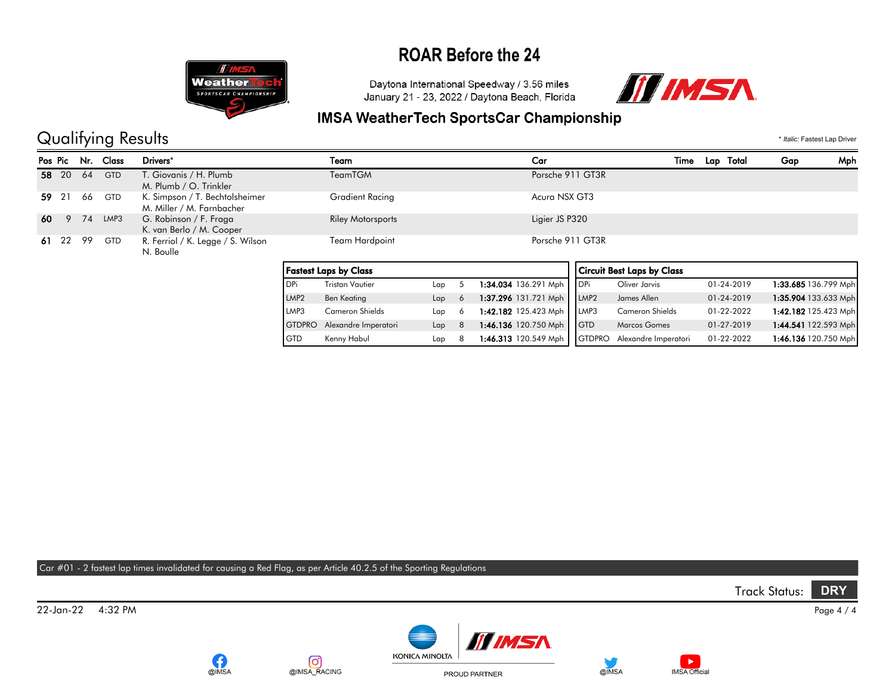# ROAR Before the 24

Daytona International Speedway / 3.56 miles
January 21 - 23, 2022 / Daytona Beach, Florida

## IMSA WeatherTech SportsCar Championship

## Qualifying Results

* *Italic:* Fastest Lap Driver

| Pos | Pic | Nr. | Class | Drivers* | Team | Car | Time | Lap | Total | Gap | Mph |
|---|---|---|---|---|---|---|---|---|---|---|---|
| **58** | 20 | 64 | GTD | T. Giovanis / H. Plumb<br>M. Plumb / O. Trinkler | TeamTGM | Porsche 911 GT3R | | | | | |
| **59** | 21 | 66 | GTD | K. Simpson / T. Bechtolsheimer<br>M. Miller / M. Farnbacher | Gradient Racing | Acura NSX GT3 | | | | | |
| **60** | 9 | 74 | LMP3 | G. Robinson / F. Fraga<br>K. van Berlo / M. Cooper | Riley Motorsports | Ligier JS P320 | | | | | |
| **61** | 22 | 99 | GTD | R. Ferriol / K. Legge / S. Wilson<br>N. Boulle | Team Hardpoint | Porsche 911 GT3R | | | | | |

**Fastest Laps by Class**

| | | | | | |
|---|---|---|---|---|---|
| DPi | Tristan Vautier | Lap | 5 | **1:34.034** | 136.291 Mph |
| LMP2 | Ben Keating | Lap | 6 | **1:37.296** | 131.721 Mph |
| LMP3 | Cameron Shields | Lap | 6 | **1:42.182** | 125.423 Mph |
| GTDPRO | Alexandre Imperatori | Lap | 8 | **1:46.136** | 120.750 Mph |
| GTD | Kenny Habul | Lap | 8 | **1:46.313** | 120.549 Mph |

**Circuit Best Laps by Class**

| | | | | |
|---|---|---|---|---|
| DPi | Oliver Jarvis | 01-24-2019 | **1:33.685** | 136.799 Mph |
| LMP2 | James Allen | 01-24-2019 | **1:35.904** | 133.633 Mph |
| LMP3 | Cameron Shields | 01-22-2022 | **1:42.182** | 125.423 Mph |
| GTD | Marcos Gomes | 01-27-2019 | **1:44.541** | 122.593 Mph |
| GTDPRO | Alexandre Imperatori | 01-22-2022 | **1:46.136** | 120.750 Mph |

Car #01 - 2 fastest lap times invalidated for causing a Red Flag, as per Article 40.2.5 of the Sporting Regulations

Track Status: **DRY**

22-Jan-22 4:32 PM